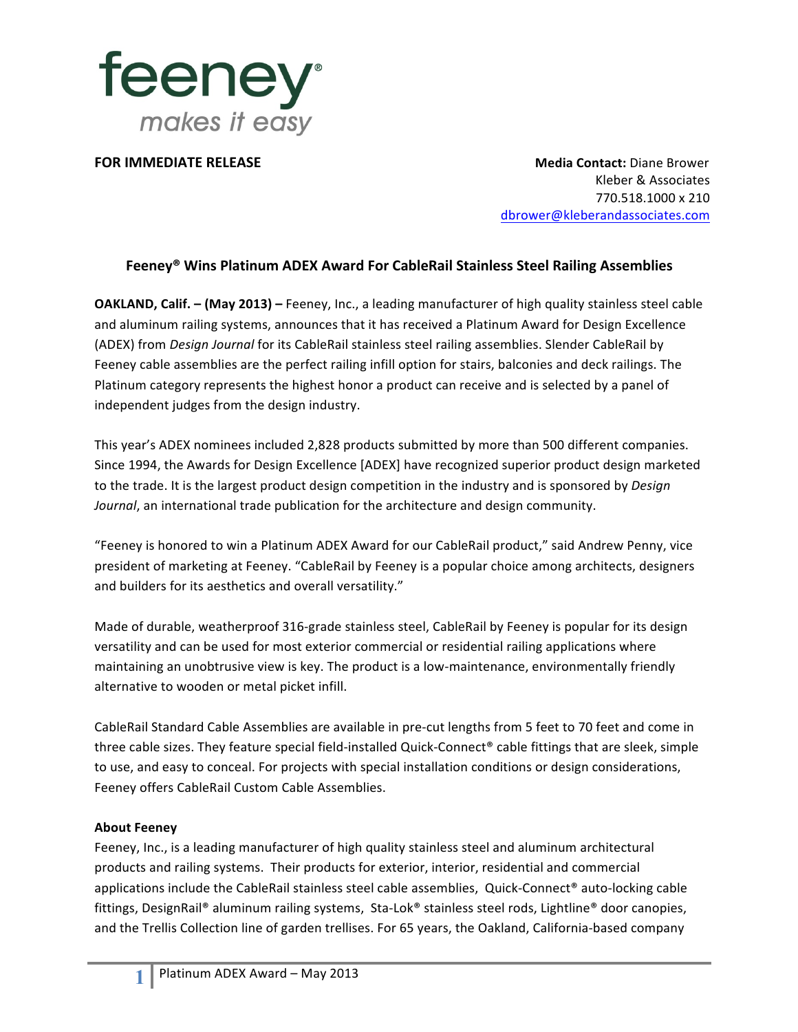feeney®

*makes it easy*

**FOR IMMEDIATE RELEASE**

**Media Contact:** Diane Brower
Kleber & Associates
770.518.1000 x 210
dbrower@kleberandassociates.com

## Feeney® Wins Platinum ADEX Award For CableRail Stainless Steel Railing Assemblies

**OAKLAND, Calif. – (May 2013) –** Feeney, Inc., a leading manufacturer of high quality stainless steel cable and aluminum railing systems, announces that it has received a Platinum Award for Design Excellence (ADEX) from *Design Journal* for its CableRail stainless steel railing assemblies. Slender CableRail by Feeney cable assemblies are the perfect railing infill option for stairs, balconies and deck railings. The Platinum category represents the highest honor a product can receive and is selected by a panel of independent judges from the design industry.

This year's ADEX nominees included 2,828 products submitted by more than 500 different companies. Since 1994, the Awards for Design Excellence [ADEX] have recognized superior product design marketed to the trade. It is the largest product design competition in the industry and is sponsored by *Design Journal*, an international trade publication for the architecture and design community.

"Feeney is honored to win a Platinum ADEX Award for our CableRail product," said Andrew Penny, vice president of marketing at Feeney. "CableRail by Feeney is a popular choice among architects, designers and builders for its aesthetics and overall versatility."

Made of durable, weatherproof 316-grade stainless steel, CableRail by Feeney is popular for its design versatility and can be used for most exterior commercial or residential railing applications where maintaining an unobtrusive view is key. The product is a low-maintenance, environmentally friendly alternative to wooden or metal picket infill.

CableRail Standard Cable Assemblies are available in pre-cut lengths from 5 feet to 70 feet and come in three cable sizes. They feature special field-installed Quick-Connect® cable fittings that are sleek, simple to use, and easy to conceal. For projects with special installation conditions or design considerations, Feeney offers CableRail Custom Cable Assemblies.

**About Feeney**

Feeney, Inc., is a leading manufacturer of high quality stainless steel and aluminum architectural products and railing systems. Their products for exterior, interior, residential and commercial applications include the CableRail stainless steel cable assemblies, Quick-Connect® auto-locking cable fittings, DesignRail® aluminum railing systems, Sta-Lok® stainless steel rods, Lightline® door canopies, and the Trellis Collection line of garden trellises. For 65 years, the Oakland, California-based company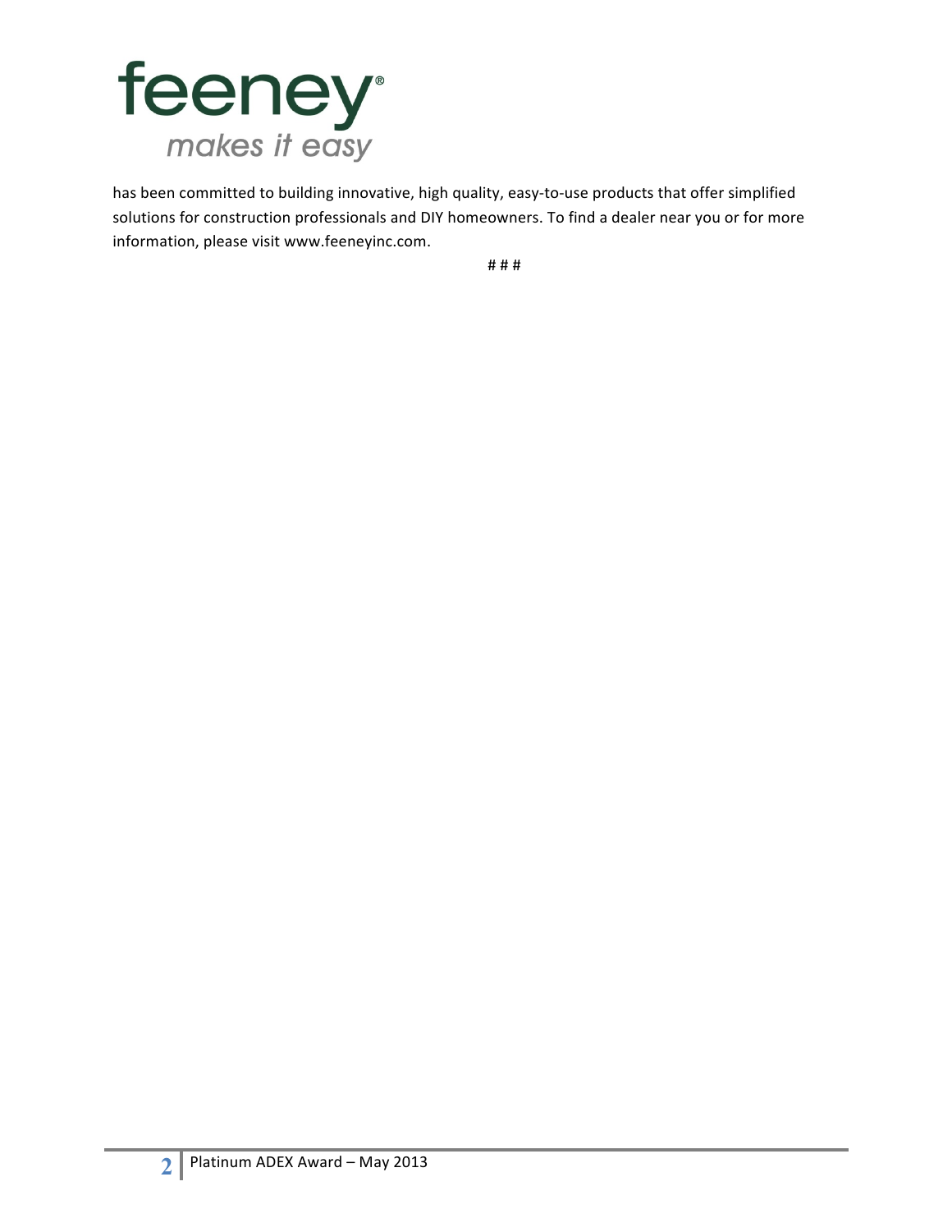feeney®
*makes it easy*

has been committed to building innovative, high quality, easy-to-use products that offer simplified solutions for construction professionals and DIY homeowners. To find a dealer near you or for more information, please visit www.feeneyinc.com.

# # #